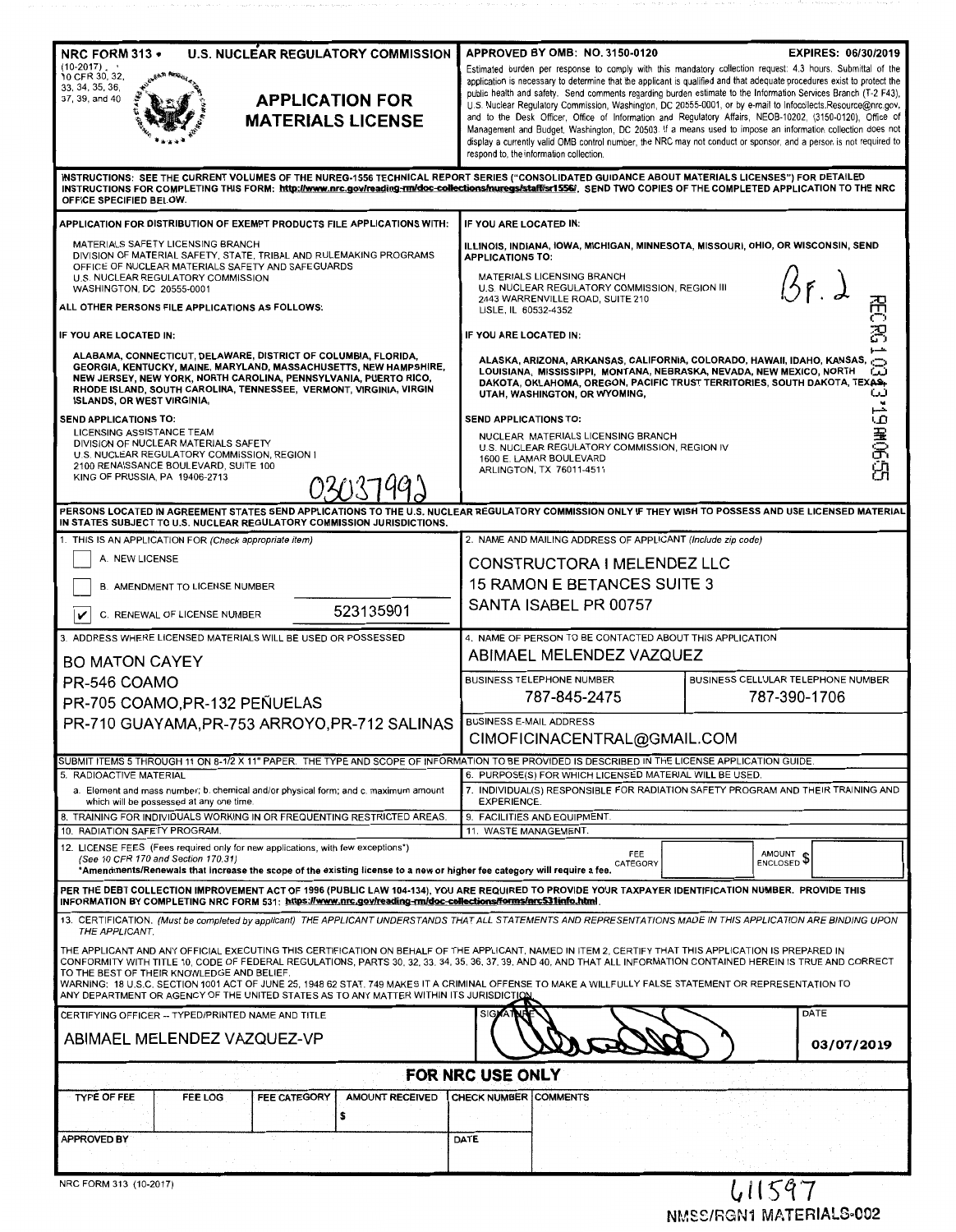NRC FORM 313 (10-2017) 10 CFR 30, 32, 33, 34, 35, 36, 37, 39, and 40

U.S. NUCLEAR REGULATORY COMMISSION

# APPLICATION FOR MATERIALS LICENSE

APPROVED BY OMB: NO. 3150-0120 EXPIRES: 06/30/2019

Estimated burden per response to comply with this mandatory collection request: 4.3 hours. Submittal of the application is necessary to determine that the applicant is qualified and that adequate procedures exist to protect the public health and safety. Send comments regarding burden estimate to the Information Services Branch (T-2 F43), U.S. Nuclear Regulatory Commission, Washington, DC 20555-0001, or by e-mail to Infocollects.Resource@nrc.gov, and to the Desk Officer, Office of Information and Regulatory Affairs, NEOB-10202, (3150-0120), Office of Management and Budget, Washington, DC 20503. If a means used to impose an information collection does not display a currently valid OMB control number, the NRC may not conduct or sponsor, and a person is not required to respond to, the information collection.

**INSTRUCTIONS: SEE THE CURRENT VOLUMES OF THE NUREG-1556 TECHNICAL REPORT SERIES ("CONSOLIDATED GUIDANCE ABOUT MATERIALS LICENSES") FOR DETAILED INSTRUCTIONS FOR COMPLETING THIS FORM: http://www.nrc.gov/reading-rm/doc-collections/nuregs/staff/sr1556/. SEND TWO COPIES OF THE COMPLETED APPLICATION TO THE NRC OFFICE SPECIFIED BELOW.**

**APPLICATION FOR DISTRIBUTION OF EXEMPT PRODUCTS FILE APPLICATIONS WITH:**

MATERIALS SAFETY LICENSING BRANCH
DIVISION OF MATERIAL SAFETY, STATE, TRIBAL AND RULEMAKING PROGRAMS
OFFICE OF NUCLEAR MATERIALS SAFETY AND SAFEGUARDS
U.S. NUCLEAR REGULATORY COMMISSION
WASHINGTON, DC 20555-0001

**ALL OTHER PERSONS FILE APPLICATIONS AS FOLLOWS:**

**IF YOU ARE LOCATED IN:**

**ALABAMA, CONNECTICUT, DELAWARE, DISTRICT OF COLUMBIA, FLORIDA, GEORGIA, KENTUCKY, MAINE, MARYLAND, MASSACHUSETTS, NEW HAMPSHIRE, NEW JERSEY, NEW YORK, NORTH CAROLINA, PENNSYLVANIA, PUERTO RICO, RHODE ISLAND, SOUTH CAROLINA, TENNESSEE, VERMONT, VIRGINIA, VIRGIN ISLANDS, OR WEST VIRGINIA,**

**SEND APPLICATIONS TO:**

LICENSING ASSISTANCE TEAM
DIVISION OF NUCLEAR MATERIALS SAFETY
U.S. NUCLEAR REGULATORY COMMISSION, REGION I
2100 RENAISSANCE BOULEVARD, SUITE 100
KING OF PRUSSIA, PA 19406-2713

030379992

**IF YOU ARE LOCATED IN:**

**ILLINOIS, INDIANA, IOWA, MICHIGAN, MINNESOTA, MISSOURI, OHIO, OR WISCONSIN, SEND APPLICATIONS TO:**

MATERIALS LICENSING BRANCH
U.S. NUCLEAR REGULATORY COMMISSION, REGION III
2443 WARRENVILLE ROAD, SUITE 210
LISLE, IL 60532-4352

Br. 2

**IF YOU ARE LOCATED IN:**

**ALASKA, ARIZONA, ARKANSAS, CALIFORNIA, COLORADO, HAWAII, IDAHO, KANSAS, LOUISIANA, MISSISSIPPI, MONTANA, NEBRASKA, NEVADA, NEW MEXICO, NORTH DAKOTA, OKLAHOMA, OREGON, PACIFIC TRUST TERRITORIES, SOUTH DAKOTA, TEXAS, UTAH, WASHINGTON, OR WYOMING,**

**SEND APPLICATIONS TO:**

NUCLEAR MATERIALS LICENSING BRANCH
U.S. NUCLEAR REGULATORY COMMISSION, REGION IV
1600 E. LAMAR BOULEVARD
ARLINGTON, TX 76011-4511

RECRG1 03 '19 AM06:55

**PERSONS LOCATED IN AGREEMENT STATES SEND APPLICATIONS TO THE U.S. NUCLEAR REGULATORY COMMISSION ONLY IF THEY WISH TO POSSESS AND USE LICENSED MATERIAL IN STATES SUBJECT TO U.S. NUCLEAR REGULATORY COMMISSION JURISDICTIONS.**

1. THIS IS AN APPLICATION FOR *(Check appropriate item)*
   - [ ] A. NEW LICENSE
   - [ ] B. AMENDMENT TO LICENSE NUMBER
   - [x] C. RENEWAL OF LICENSE NUMBER 523135901

2. NAME AND MAILING ADDRESS OF APPLICANT *(Include zip code)*

   CONSTRUCTORA I MELENDEZ LLC
   15 RAMON E BETANCES SUITE 3
   SANTA ISABEL PR 00757

3. ADDRESS WHERE LICENSED MATERIALS WILL BE USED OR POSSESSED

   BO MATON CAYEY
   PR-546 COAMO
   PR-705 COAMO,PR-132 PEÑUELAS
   PR-710 GUAYAMA,PR-753 ARROYO,PR-712 SALINAS

4. NAME OF PERSON TO BE CONTACTED ABOUT THIS APPLICATION

   ABIMAEL MELENDEZ VAZQUEZ

   BUSINESS TELEPHONE NUMBER: 787-845-2475
   BUSINESS CELLULAR TELEPHONE NUMBER: 787-390-1706
   BUSINESS E-MAIL ADDRESS: CIMOFICINACENTRAL@GMAIL.COM

SUBMIT ITEMS 5 THROUGH 11 ON 8-1/2 X 11" PAPER. THE TYPE AND SCOPE OF INFORMATION TO BE PROVIDED IS DESCRIBED IN THE LICENSE APPLICATION GUIDE.

5. RADIOACTIVE MATERIAL
   a. Element and mass number; b. chemical and/or physical form; and c. maximum amount which will be possessed at any one time.
6. PURPOSE(S) FOR WHICH LICENSED MATERIAL WILL BE USED.
7. INDIVIDUAL(S) RESPONSIBLE FOR RADIATION SAFETY PROGRAM AND THEIR TRAINING AND EXPERIENCE.
8. TRAINING FOR INDIVIDUALS WORKING IN OR FREQUENTING RESTRICTED AREAS.
9. FACILITIES AND EQUIPMENT.
10. RADIATION SAFETY PROGRAM.
11. WASTE MANAGEMENT.
12. LICENSE FEES (Fees required only for new applications, with few exceptions*)
    *(See 10 CFR 170 and Section 170.31)*
    *Amendments/Renewals that increase the scope of the existing license to a new or higher fee category will require a fee.
    FEE CATEGORY: ____ AMOUNT ENCLOSED $ ____

**PER THE DEBT COLLECTION IMPROVEMENT ACT OF 1996 (PUBLIC LAW 104-134), YOU ARE REQUIRED TO PROVIDE YOUR TAXPAYER IDENTIFICATION NUMBER. PROVIDE THIS INFORMATION BY COMPLETING NRC FORM 531: https://www.nrc.gov/reading-rm/doc-collections/forms/nrc531info.html.**

13. CERTIFICATION. *(Must be completed by applicant) THE APPLICANT UNDERSTANDS THAT ALL STATEMENTS AND REPRESENTATIONS MADE IN THIS APPLICATION ARE BINDING UPON THE APPLICANT.*

THE APPLICANT AND ANY OFFICIAL EXECUTING THIS CERTIFICATION ON BEHALF OF THE APPLICANT, NAMED IN ITEM 2, CERTIFY THAT THIS APPLICATION IS PREPARED IN CONFORMITY WITH TITLE 10, CODE OF FEDERAL REGULATIONS, PARTS 30, 32, 33, 34, 35, 36, 37, 39, AND 40, AND THAT ALL INFORMATION CONTAINED HEREIN IS TRUE AND CORRECT TO THE BEST OF THEIR KNOWLEDGE AND BELIEF.

WARNING: 18 U.S.C. SECTION 1001 ACT OF JUNE 25, 1948 62 STAT. 749 MAKES IT A CRIMINAL OFFENSE TO MAKE A WILLFULLY FALSE STATEMENT OR REPRESENTATION TO ANY DEPARTMENT OR AGENCY OF THE UNITED STATES AS TO ANY MATTER WITHIN ITS JURISDICTION.

| CERTIFYING OFFICER -- TYPED/PRINTED NAME AND TITLE | SIGNATURE | DATE |
|---|---|---|
| ABIMAEL MELENDEZ VAZQUEZ-VP | [signature] | 03/07/2019 |

**FOR NRC USE ONLY**

| TYPE OF FEE | FEE LOG | FEE CATEGORY | AMOUNT RECEIVED | CHECK NUMBER | COMMENTS |
|---|---|---|---|---|---|
| | | | $ | | |

| APPROVED BY | DATE |
|---|---|
| | |

611597

NMSS/RGN1 MATERIALS-002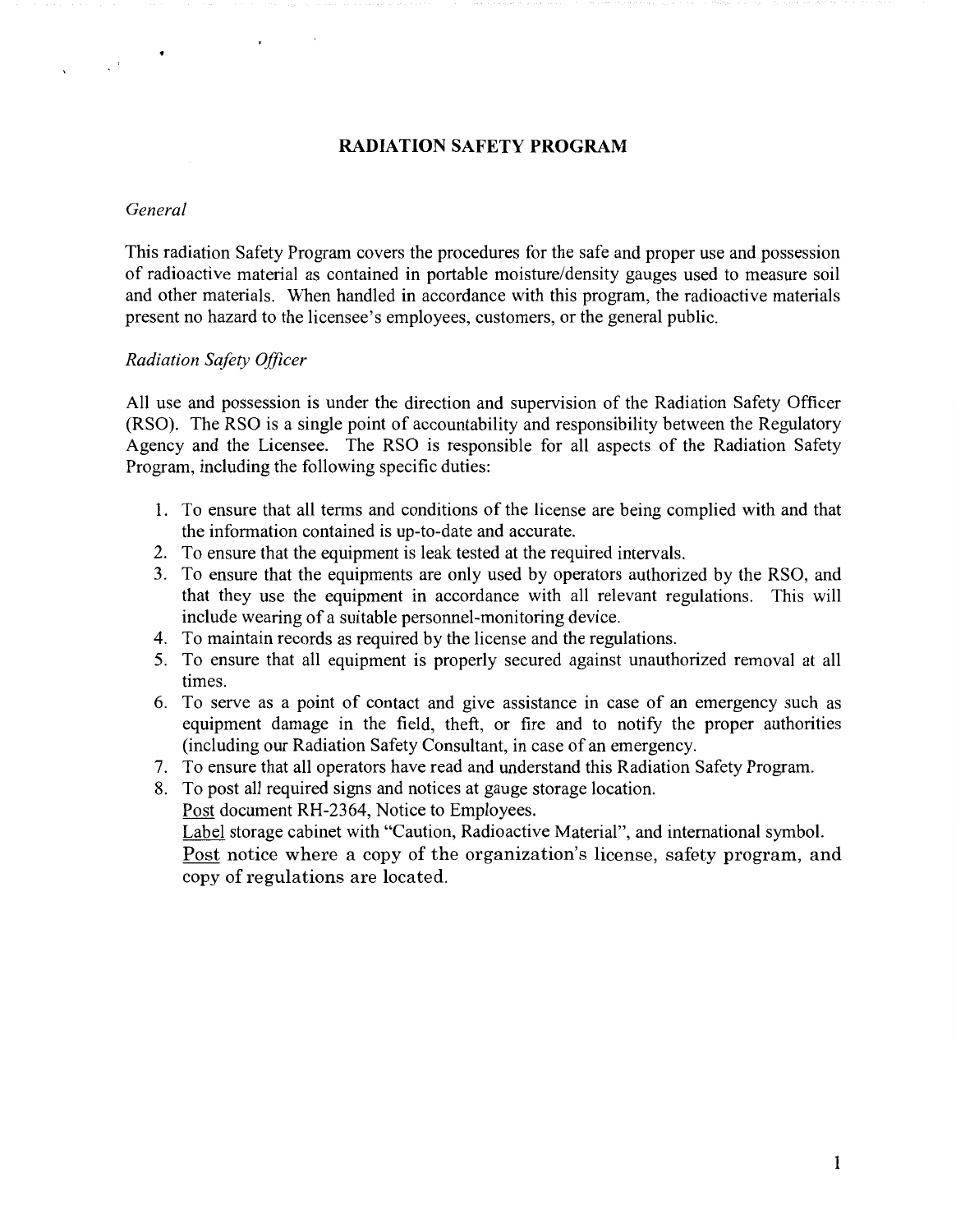# RADIATION SAFETY PROGRAM

*General*

This radiation Safety Program covers the procedures for the safe and proper use and possession of radioactive material as contained in portable moisture/density gauges used to measure soil and other materials. When handled in accordance with this program, the radioactive materials present no hazard to the licensee's employees, customers, or the general public.

*Radiation Safety Officer*

All use and possession is under the direction and supervision of the Radiation Safety Officer (RSO). The RSO is a single point of accountability and responsibility between the Regulatory Agency and the Licensee. The RSO is responsible for all aspects of the Radiation Safety Program, including the following specific duties:

1. To ensure that all terms and conditions of the license are being complied with and that the information contained is up-to-date and accurate.
2. To ensure that the equipment is leak tested at the required intervals.
3. To ensure that the equipments are only used by operators authorized by the RSO, and that they use the equipment in accordance with all relevant regulations. This will include wearing of a suitable personnel-monitoring device.
4. To maintain records as required by the license and the regulations.
5. To ensure that all equipment is properly secured against unauthorized removal at all times.
6. To serve as a point of contact and give assistance in case of an emergency such as equipment damage in the field, theft, or fire and to notify the proper authorities (including our Radiation Safety Consultant, in case of an emergency.
7. To ensure that all operators have read and understand this Radiation Safety Program.
8. To post all required signs and notices at gauge storage location.
   Post document RH-2364, Notice to Employees.
   Label storage cabinet with "Caution, Radioactive Material", and international symbol.
   Post notice where a copy of the organization's license, safety program, and copy of regulations are located.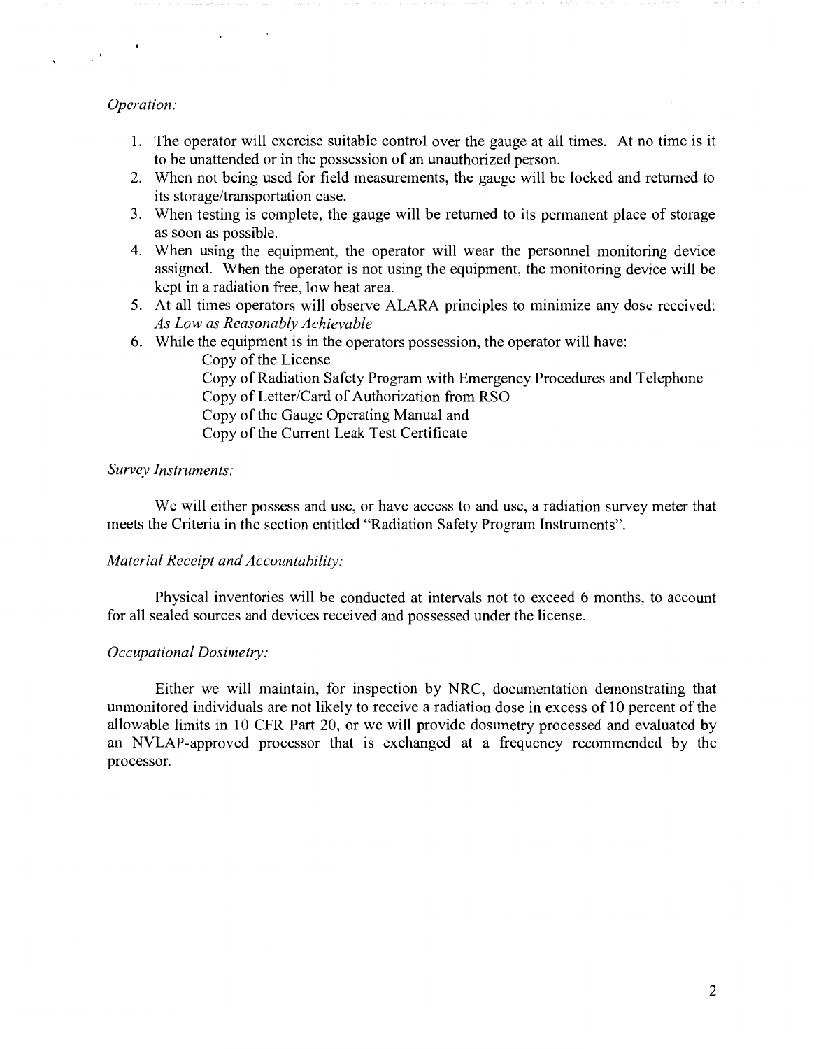*Operation:*

1. The operator will exercise suitable control over the gauge at all times. At no time is it to be unattended or in the possession of an unauthorized person.
2. When not being used for field measurements, the gauge will be locked and returned to its storage/transportation case.
3. When testing is complete, the gauge will be returned to its permanent place of storage as soon as possible.
4. When using the equipment, the operator will wear the personnel monitoring device assigned. When the operator is not using the equipment, the monitoring device will be kept in a radiation free, low heat area.
5. At all times operators will observe ALARA principles to minimize any dose received: *As Low as Reasonably Achievable*
6. While the equipment is in the operators possession, the operator will have:
   - Copy of the License
   - Copy of Radiation Safety Program with Emergency Procedures and Telephone
   - Copy of Letter/Card of Authorization from RSO
   - Copy of the Gauge Operating Manual and
   - Copy of the Current Leak Test Certificate

*Survey Instruments:*

We will either possess and use, or have access to and use, a radiation survey meter that meets the Criteria in the section entitled "Radiation Safety Program Instruments".

*Material Receipt and Accountability:*

Physical inventories will be conducted at intervals not to exceed 6 months, to account for all sealed sources and devices received and possessed under the license.

*Occupational Dosimetry:*

Either we will maintain, for inspection by NRC, documentation demonstrating that unmonitored individuals are not likely to receive a radiation dose in excess of 10 percent of the allowable limits in 10 CFR Part 20, or we will provide dosimetry processed and evaluated by an NVLAP-approved processor that is exchanged at a frequency recommended by the processor.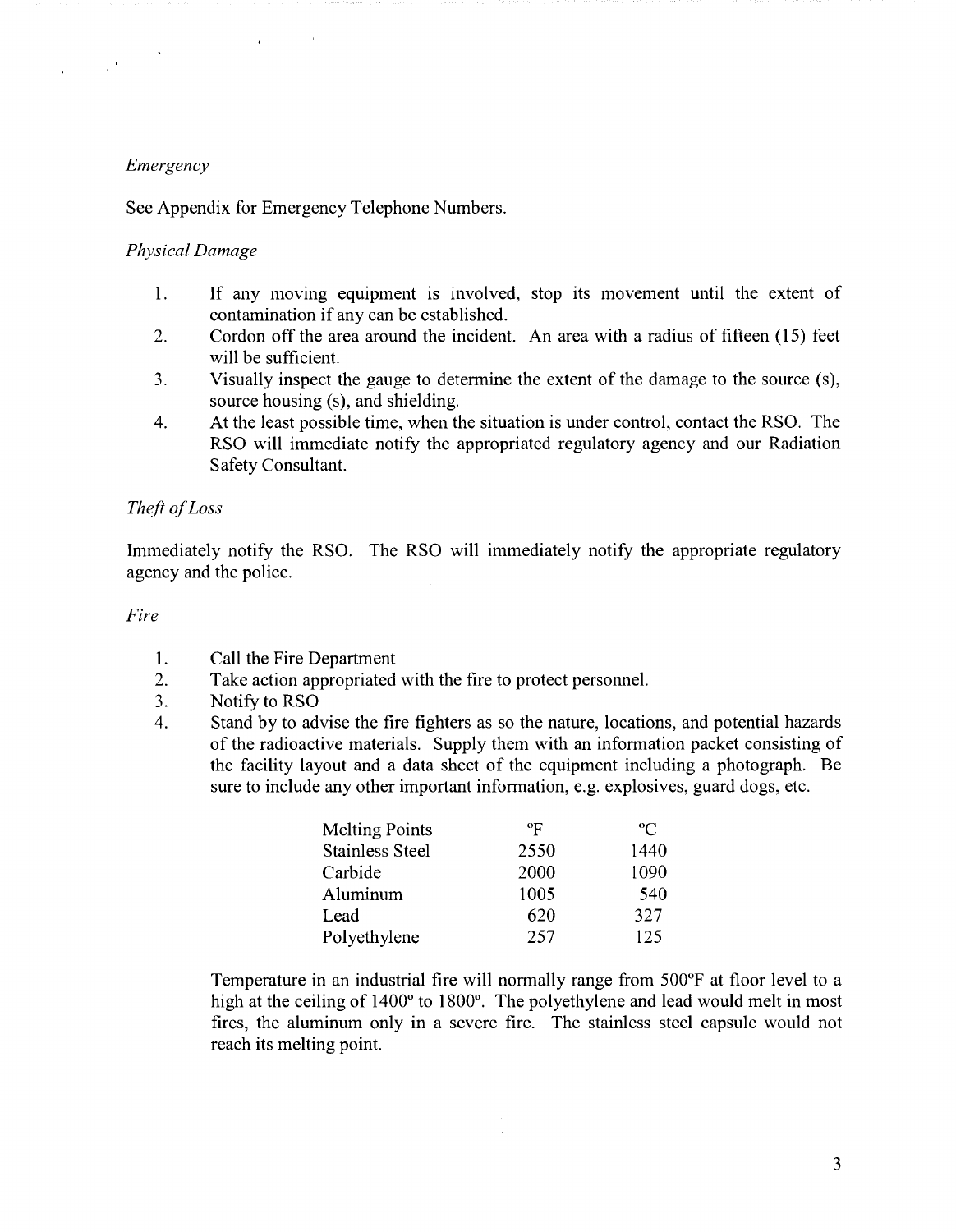*Emergency*

See Appendix for Emergency Telephone Numbers.

*Physical Damage*

1. If any moving equipment is involved, stop its movement until the extent of contamination if any can be established.
2. Cordon off the area around the incident. An area with a radius of fifteen (15) feet will be sufficient.
3. Visually inspect the gauge to determine the extent of the damage to the source (s), source housing (s), and shielding.
4. At the least possible time, when the situation is under control, contact the RSO. The RSO will immediate notify the appropriated regulatory agency and our Radiation Safety Consultant.

*Theft of Loss*

Immediately notify the RSO. The RSO will immediately notify the appropriate regulatory agency and the police.

*Fire*

1. Call the Fire Department
2. Take action appropriated with the fire to protect personnel.
3. Notify to RSO
4. Stand by to advise the fire fighters as so the nature, locations, and potential hazards of the radioactive materials. Supply them with an information packet consisting of the facility layout and a data sheet of the equipment including a photograph. Be sure to include any other important information, e.g. explosives, guard dogs, etc.

| Melting Points | °F | °C |
|---|---|---|
| Stainless Steel | 2550 | 1440 |
| Carbide | 2000 | 1090 |
| Aluminum | 1005 | 540 |
| Lead | 620 | 327 |
| Polyethylene | 257 | 125 |

Temperature in an industrial fire will normally range from 500°F at floor level to a high at the ceiling of 1400° to 1800°. The polyethylene and lead would melt in most fires, the aluminum only in a severe fire. The stainless steel capsule would not reach its melting point.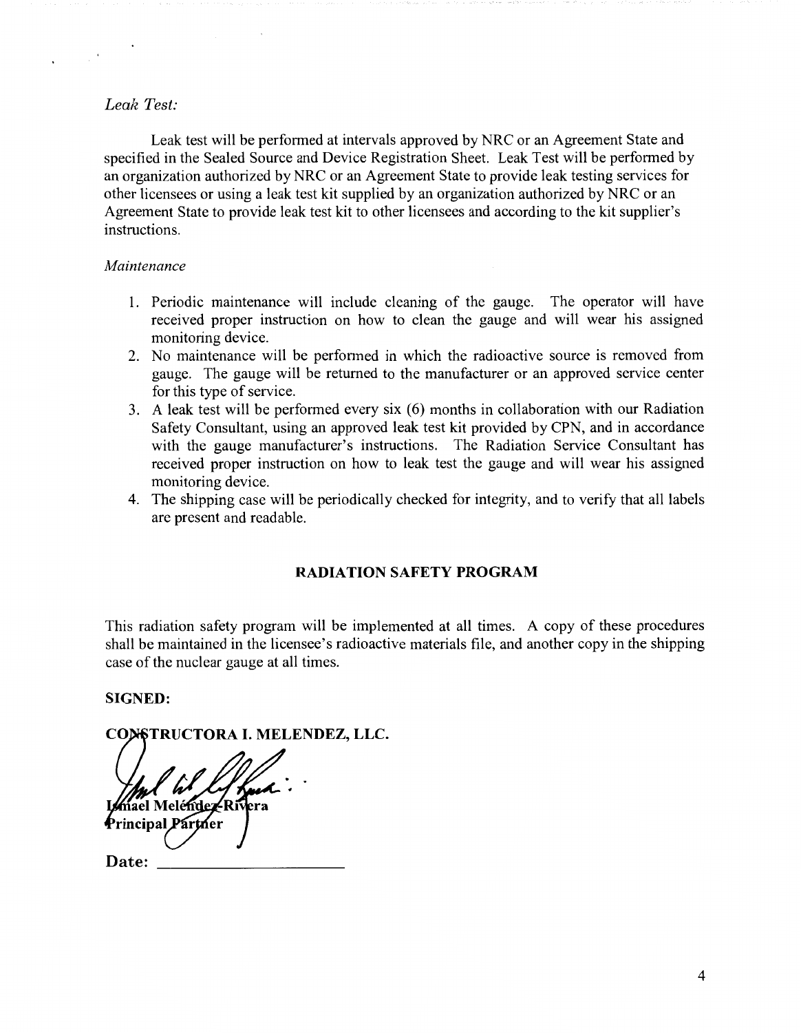*Leak Test:*

Leak test will be performed at intervals approved by NRC or an Agreement State and specified in the Sealed Source and Device Registration Sheet. Leak Test will be performed by an organization authorized by NRC or an Agreement State to provide leak testing services for other licensees or using a leak test kit supplied by an organization authorized by NRC or an Agreement State to provide leak test kit to other licensees and according to the kit supplier's instructions.

*Maintenance*

1. Periodic maintenance will include cleaning of the gauge. The operator will have received proper instruction on how to clean the gauge and will wear his assigned monitoring device.
2. No maintenance will be performed in which the radioactive source is removed from gauge. The gauge will be returned to the manufacturer or an approved service center for this type of service.
3. A leak test will be performed every six (6) months in collaboration with our Radiation Safety Consultant, using an approved leak test kit provided by CPN, and in accordance with the gauge manufacturer's instructions. The Radiation Service Consultant has received proper instruction on how to leak test the gauge and will wear his assigned monitoring device.
4. The shipping case will be periodically checked for integrity, and to verify that all labels are present and readable.

## RADIATION SAFETY PROGRAM

This radiation safety program will be implemented at all times. A copy of these procedures shall be maintained in the licensee's radioactive materials file, and another copy in the shipping case of the nuclear gauge at all times.

**SIGNED:**

**CONSTRUCTORA I. MELENDEZ, LLC.**

**Ismael Meléndez-Rivera**
**Principal Partner**

**Date:** ____________________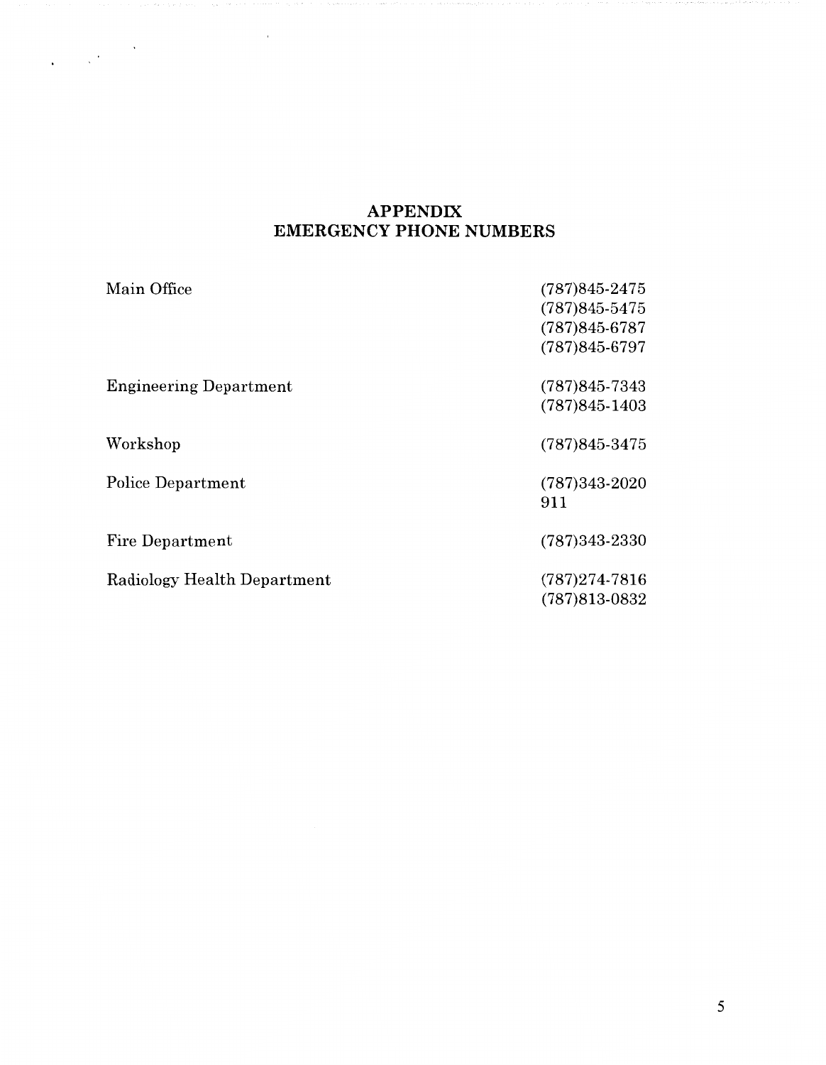# APPENDIX
## EMERGENCY PHONE NUMBERS

| | |
|---|---|
| Main Office | (787)845-2475<br>(787)845-5475<br>(787)845-6787<br>(787)845-6797 |
| Engineering Department | (787)845-7343<br>(787)845-1403 |
| Workshop | (787)845-3475 |
| Police Department | (787)343-2020<br>911 |
| Fire Department | (787)343-2330 |
| Radiology Health Department | (787)274-7816<br>(787)813-0832 |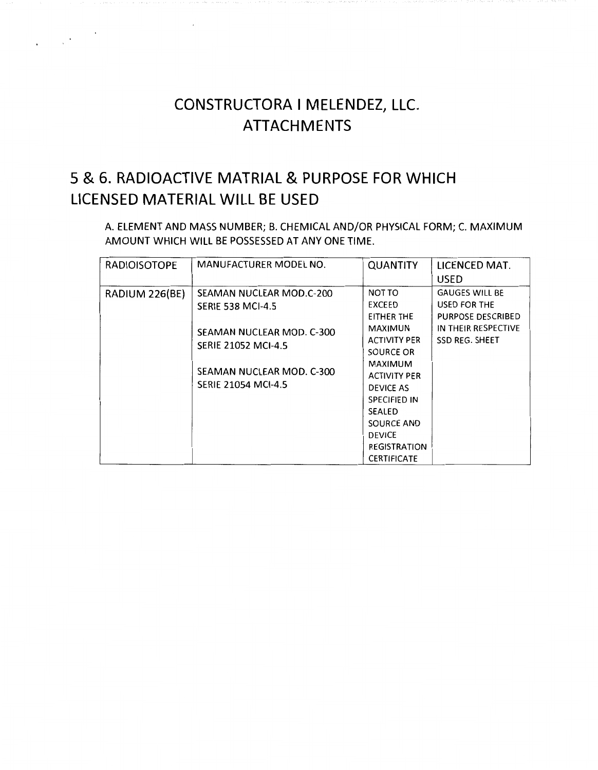# CONSTRUCTORA I MELENDEZ, LLC.
# ATTACHMENTS

## 5 & 6. RADIOACTIVE MATRIAL & PURPOSE FOR WHICH LICENSED MATERIAL WILL BE USED

A. ELEMENT AND MASS NUMBER; B. CHEMICAL AND/OR PHYSICAL FORM; C. MAXIMUM AMOUNT WHICH WILL BE POSSESSED AT ANY ONE TIME.

| RADIOISOTOPE | MANUFACTURER MODEL NO. | QUANTITY | LICENCED MAT. USED |
|---|---|---|---|
| RADIUM 226(BE) | SEAMAN NUCLEAR MOD.C-200 SERIE 538 MCI-4.5<br><br>SEAMAN NUCLEAR MOD. C-300 SERIE 21052 MCI-4.5<br><br>SEAMAN NUCLEAR MOD. C-300 SERIE 21054 MCI-4.5 | NOT TO EXCEED EITHER THE MAXIMUN ACTIVITY PER SOURCE OR MAXIMUM ACTIVITY PER DEVICE AS SPECIFIED IN SEALED SOURCE AND DEVICE REGISTRATION CERTIFICATE | GAUGES WILL BE USED FOR THE PURPOSE DESCRIBED IN THEIR RESPECTIVE SSD REG. SHEET |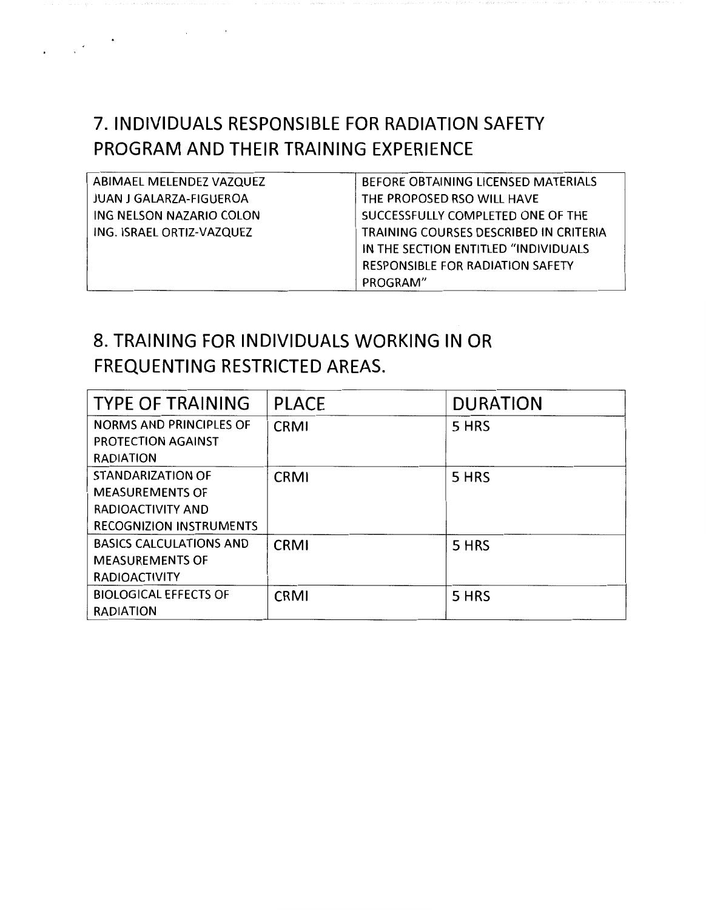## 7. INDIVIDUALS RESPONSIBLE FOR RADIATION SAFETY PROGRAM AND THEIR TRAINING EXPERIENCE

| | |
|---|---|
| ABIMAEL MELENDEZ VAZQUEZ<br>JUAN J GALARZA-FIGUEROA<br>ING NELSON NAZARIO COLON<br>ING. ISRAEL ORTIZ-VAZQUEZ | BEFORE OBTAINING LICENSED MATERIALS THE PROPOSED RSO WILL HAVE SUCCESSFULLY COMPLETED ONE OF THE TRAINING COURSES DESCRIBED IN CRITERIA IN THE SECTION ENTITLED "INDIVIDUALS RESPONSIBLE FOR RADIATION SAFETY PROGRAM" |

## 8. TRAINING FOR INDIVIDUALS WORKING IN OR FREQUENTING RESTRICTED AREAS.

| TYPE OF TRAINING | PLACE | DURATION |
|---|---|---|
| NORMS AND PRINCIPLES OF PROTECTION AGAINST RADIATION | CRMI | 5 HRS |
| STANDARIZATION OF MEASUREMENTS OF RADIOACTIVITY AND RECOGNIZION INSTRUMENTS | CRMI | 5 HRS |
| BASICS CALCULATIONS AND MEASUREMENTS OF RADIOACTIVITY | CRMI | 5 HRS |
| BIOLOGICAL EFFECTS OF RADIATION | CRMI | 5 HRS |